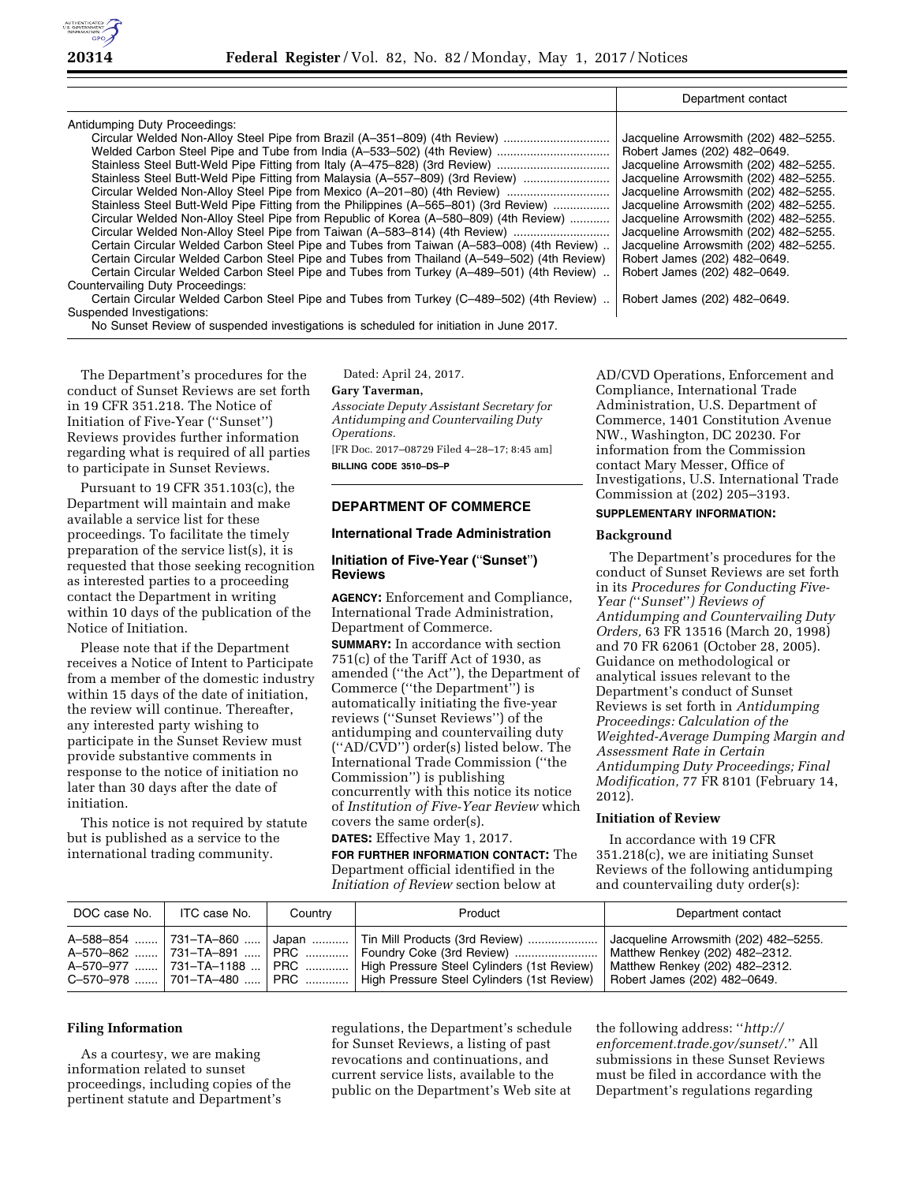| | Department contact |
|---|---|
| Antidumping Duty Proceedings: | |
| Circular Welded Non-Alloy Steel Pipe from Brazil (A–351–809) (4th Review) | Jacqueline Arrowsmith (202) 482–5255. |
| Welded Carbon Steel Pipe and Tube from India (A–533–502) (4th Review) | Robert James (202) 482–0649. |
| Stainless Steel Butt-Weld Pipe Fitting from Italy (A–475–828) (3rd Review) | Jacqueline Arrowsmith (202) 482–5255. |
| Stainless Steel Butt-Weld Pipe Fitting from Malaysia (A–557–809) (3rd Review) | Jacqueline Arrowsmith (202) 482–5255. |
| Circular Welded Non-Alloy Steel Pipe from Mexico (A–201–80) (4th Review) | Jacqueline Arrowsmith (202) 482–5255. |
| Stainless Steel Butt-Weld Pipe Fitting from the Philippines (A–565–801) (3rd Review) | Jacqueline Arrowsmith (202) 482–5255. |
| Circular Welded Non-Alloy Steel Pipe from Republic of Korea (A–580–809) (4th Review) | Jacqueline Arrowsmith (202) 482–5255. |
| Circular Welded Non-Alloy Steel Pipe from Taiwan (A–583–814) (4th Review) | Jacqueline Arrowsmith (202) 482–5255. |
| Certain Circular Welded Carbon Steel Pipe and Tubes from Taiwan (A–583–008) (4th Review) | Jacqueline Arrowsmith (202) 482–5255. |
| Certain Circular Welded Carbon Steel Pipe and Tubes from Thailand (A–549–502) (4th Review) | Robert James (202) 482–0649. |
| Certain Circular Welded Carbon Steel Pipe and Tubes from Turkey (A–489–501) (4th Review) | Robert James (202) 482–0649. |
| Countervailing Duty Proceedings: | |
| Certain Circular Welded Carbon Steel Pipe and Tubes from Turkey (C–489–502) (4th Review) | Robert James (202) 482–0649. |
| Suspended Investigations: | |
| No Sunset Review of suspended investigations is scheduled for initiation in June 2017. | |

The Department's procedures for the conduct of Sunset Reviews are set forth in 19 CFR 351.218. The Notice of Initiation of Five-Year ("Sunset") Reviews provides further information regarding what is required of all parties to participate in Sunset Reviews.

Pursuant to 19 CFR 351.103(c), the Department will maintain and make available a service list for these proceedings. To facilitate the timely preparation of the service list(s), it is requested that those seeking recognition as interested parties to a proceeding contact the Department in writing within 10 days of the publication of the Notice of Initiation.

Please note that if the Department receives a Notice of Intent to Participate from a member of the domestic industry within 15 days of the date of initiation, the review will continue. Thereafter, any interested party wishing to participate in the Sunset Review must provide substantive comments in response to the notice of initiation no later than 30 days after the date of initiation.

This notice is not required by statute but is published as a service to the international trading community.

Dated: April 24, 2017.

**Gary Taverman,**

*Associate Deputy Assistant Secretary for Antidumping and Countervailing Duty Operations.*

[FR Doc. 2017–08729 Filed 4–28–17; 8:45 am]

**BILLING CODE 3510–DS–P**

## DEPARTMENT OF COMMERCE

### International Trade Administration

### Initiation of Five-Year ("Sunset") Reviews

**AGENCY:** Enforcement and Compliance, International Trade Administration, Department of Commerce.

**SUMMARY:** In accordance with section 751(c) of the Tariff Act of 1930, as amended ("the Act"), the Department of Commerce ("the Department") is automatically initiating the five-year reviews ("Sunset Reviews") of the antidumping and countervailing duty ("AD/CVD") order(s) listed below. The International Trade Commission ("the Commission") is publishing concurrently with this notice its notice of *Institution of Five-Year Review* which covers the same order(s).

**DATES:** Effective May 1, 2017.

**FOR FURTHER INFORMATION CONTACT:** The Department official identified in the *Initiation of Review* section below at AD/CVD Operations, Enforcement and Compliance, International Trade Administration, U.S. Department of Commerce, 1401 Constitution Avenue NW., Washington, DC 20230. For information from the Commission contact Mary Messer, Office of Investigations, U.S. International Trade Commission at (202) 205–3193.

**SUPPLEMENTARY INFORMATION:**

#### Background

The Department's procedures for the conduct of Sunset Reviews are set forth in its *Procedures for Conducting Five-Year ("Sunset") Reviews of Antidumping and Countervailing Duty Orders,* 63 FR 13516 (March 20, 1998) and 70 FR 62061 (October 28, 2005). Guidance on methodological or analytical issues relevant to the Department's conduct of Sunset Reviews is set forth in *Antidumping Proceedings: Calculation of the Weighted-Average Dumping Margin and Assessment Rate in Certain Antidumping Duty Proceedings; Final Modification,* 77 FR 8101 (February 14, 2012).

#### Initiation of Review

In accordance with 19 CFR 351.218(c), we are initiating Sunset Reviews of the following antidumping and countervailing duty order(s):

| DOC case No. | ITC case No. | Country | Product | Department contact |
|---|---|---|---|---|
| A–588–854 | 731–TA–860 | Japan | Tin Mill Products (3rd Review) | Jacqueline Arrowsmith (202) 482–5255. |
| A–570–862 | 731–TA–891 | PRC | Foundry Coke (3rd Review) | Matthew Renkey (202) 482–2312. |
| A–570–977 | 731–TA–1188 | PRC | High Pressure Steel Cylinders (1st Review) | Matthew Renkey (202) 482–2312. |
| C–570–978 | 701–TA–480 | PRC | High Pressure Steel Cylinders (1st Review) | Robert James (202) 482–0649. |

#### Filing Information

As a courtesy, we are making information related to sunset proceedings, including copies of the pertinent statute and Department's regulations, the Department's schedule for Sunset Reviews, a listing of past revocations and continuations, and current service lists, available to the public on the Department's Web site at the following address: "*http://enforcement.trade.gov/sunset/*." All submissions in these Sunset Reviews must be filed in accordance with the Department's regulations regarding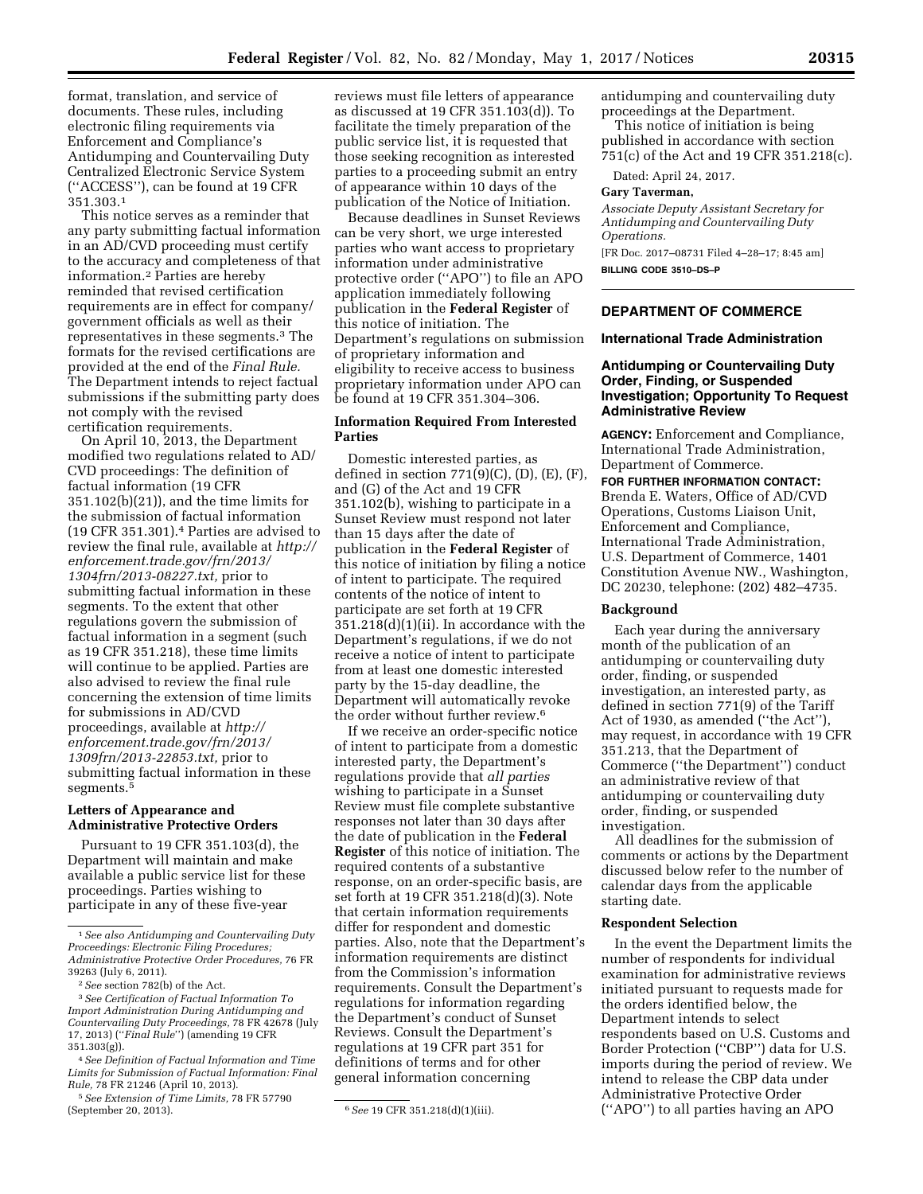format, translation, and service of documents. These rules, including electronic filing requirements via Enforcement and Compliance's Antidumping and Countervailing Duty Centralized Electronic Service System (''ACCESS''), can be found at 19 CFR 351.303.[1]

This notice serves as a reminder that any party submitting factual information in an AD/CVD proceeding must certify to the accuracy and completeness of that information.[2] Parties are hereby reminded that revised certification requirements are in effect for company/government officials as well as their representatives in these segments.[3] The formats for the revised certifications are provided at the end of the *Final Rule.* The Department intends to reject factual submissions if the submitting party does not comply with the revised certification requirements.

On April 10, 2013, the Department modified two regulations related to AD/CVD proceedings: The definition of factual information (19 CFR 351.102(b)(21)), and the time limits for the submission of factual information (19 CFR 351.301).[4] Parties are advised to review the final rule, available at *http://enforcement.trade.gov/frn/2013/1304frn/2013-08227.txt,* prior to submitting factual information in these segments. To the extent that other regulations govern the submission of factual information in a segment (such as 19 CFR 351.218), these time limits will continue to be applied. Parties are also advised to review the final rule concerning the extension of time limits for submissions in AD/CVD proceedings, available at *http://enforcement.trade.gov/frn/2013/1309frn/2013-22853.txt,* prior to submitting factual information in these segments.[5]

### Letters of Appearance and Administrative Protective Orders

Pursuant to 19 CFR 351.103(d), the Department will maintain and make available a public service list for these proceedings. Parties wishing to participate in any of these five-year reviews must file letters of appearance as discussed at 19 CFR 351.103(d)). To facilitate the timely preparation of the public service list, it is requested that those seeking recognition as interested parties to a proceeding submit an entry of appearance within 10 days of the publication of the Notice of Initiation.

Because deadlines in Sunset Reviews can be very short, we urge interested parties who want access to proprietary information under administrative protective order (''APO'') to file an APO application immediately following publication in the **Federal Register** of this notice of initiation. The Department's regulations on submission of proprietary information and eligibility to receive access to business proprietary information under APO can be found at 19 CFR 351.304–306.

### Information Required From Interested Parties

Domestic interested parties, as defined in section 771(9)(C), (D), (E), (F), and (G) of the Act and 19 CFR 351.102(b), wishing to participate in a Sunset Review must respond not later than 15 days after the date of publication in the **Federal Register** of this notice of initiation by filing a notice of intent to participate. The required contents of the notice of intent to participate are set forth at 19 CFR 351.218(d)(1)(ii). In accordance with the Department's regulations, if we do not receive a notice of intent to participate from at least one domestic interested party by the 15-day deadline, the Department will automatically revoke the order without further review.[6]

If we receive an order-specific notice of intent to participate from a domestic interested party, the Department's regulations provide that *all parties* wishing to participate in a Sunset Review must file complete substantive responses not later than 30 days after the date of publication in the **Federal Register** of this notice of initiation. The required contents of a substantive response, on an order-specific basis, are set forth at 19 CFR 351.218(d)(3). Note that certain information requirements differ for respondent and domestic parties. Also, note that the Department's information requirements are distinct from the Commission's information requirements. Consult the Department's regulations for information regarding the Department's conduct of Sunset Reviews. Consult the Department's regulations at 19 CFR part 351 for definitions of terms and for other general information concerning antidumping and countervailing duty proceedings at the Department.

This notice of initiation is being published in accordance with section 751(c) of the Act and 19 CFR 351.218(c).

Dated: April 24, 2017.

**Gary Taverman,**

*Associate Deputy Assistant Secretary for Antidumping and Countervailing Duty Operations.*

[FR Doc. 2017–08731 Filed 4–28–17; 8:45 am]

**BILLING CODE 3510–DS–P**

---

[1] *See also Antidumping and Countervailing Duty Proceedings: Electronic Filing Procedures; Administrative Protective Order Procedures,* 76 FR 39263 (July 6, 2011).

[2] *See* section 782(b) of the Act.

[3] *See Certification of Factual Information To Import Administration During Antidumping and Countervailing Duty Proceedings,* 78 FR 42678 (July 17, 2013) (''*Final Rule*'') (amending 19 CFR 351.303(g)).

[4] *See Definition of Factual Information and Time Limits for Submission of Factual Information: Final Rule,* 78 FR 21246 (April 10, 2013).

[5] *See Extension of Time Limits,* 78 FR 57790 (September 20, 2013).

[6] *See* 19 CFR 351.218(d)(1)(iii).

---

## DEPARTMENT OF COMMERCE

### International Trade Administration

### Antidumping or Countervailing Duty Order, Finding, or Suspended Investigation; Opportunity To Request Administrative Review

**AGENCY:** Enforcement and Compliance, International Trade Administration, Department of Commerce.

**FOR FURTHER INFORMATION CONTACT:** Brenda E. Waters, Office of AD/CVD Operations, Customs Liaison Unit, Enforcement and Compliance, International Trade Administration, U.S. Department of Commerce, 1401 Constitution Avenue NW., Washington, DC 20230, telephone: (202) 482–4735.

### Background

Each year during the anniversary month of the publication of an antidumping or countervailing duty order, finding, or suspended investigation, an interested party, as defined in section 771(9) of the Tariff Act of 1930, as amended (''the Act''), may request, in accordance with 19 CFR 351.213, that the Department of Commerce (''the Department'') conduct an administrative review of that antidumping or countervailing duty order, finding, or suspended investigation.

All deadlines for the submission of comments or actions by the Department discussed below refer to the number of calendar days from the applicable starting date.

### Respondent Selection

In the event the Department limits the number of respondents for individual examination for administrative reviews initiated pursuant to requests made for the orders identified below, the Department intends to select respondents based on U.S. Customs and Border Protection (''CBP'') data for U.S. imports during the period of review. We intend to release the CBP data under Administrative Protective Order (''APO'') to all parties having an APO